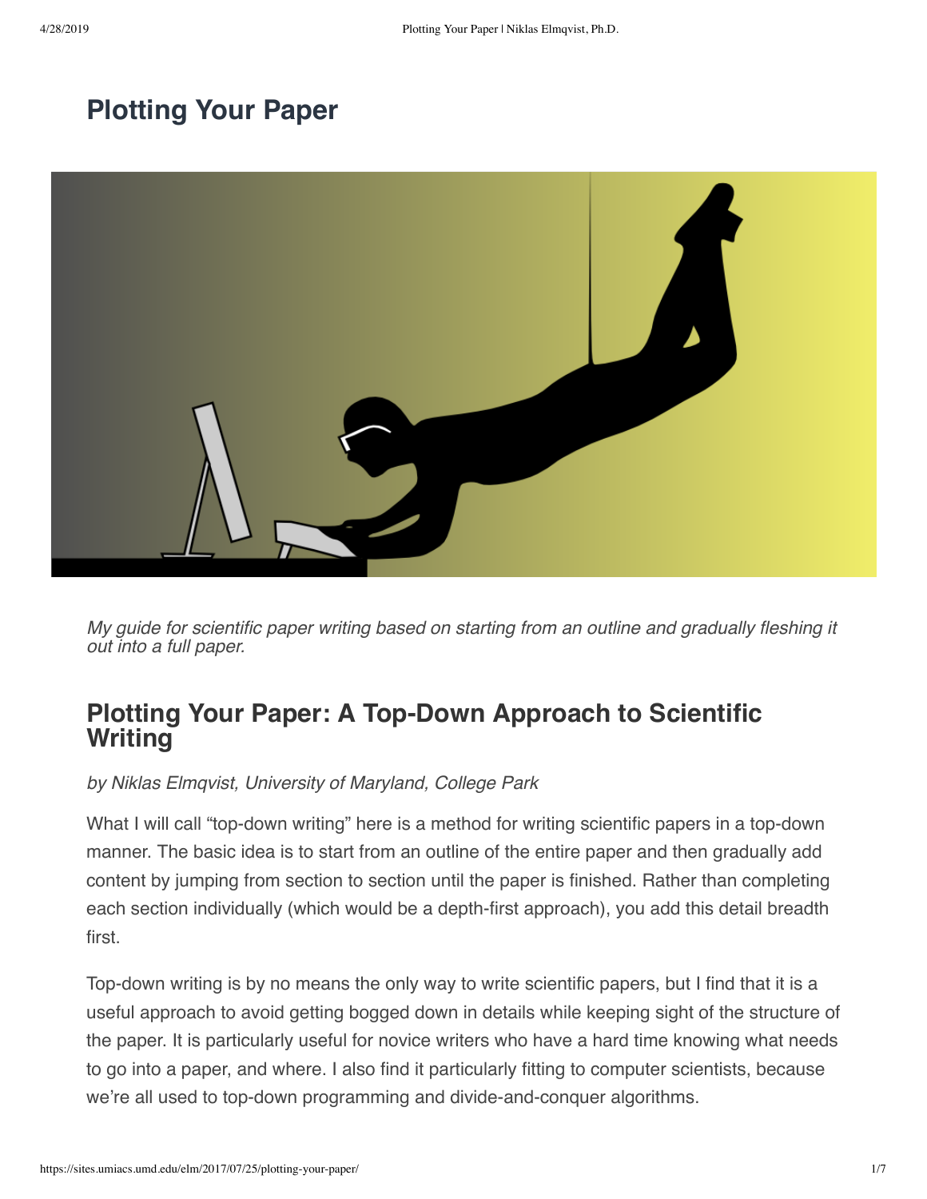# Plotting Your Paper

*My guide for scientific paper writing based on starting from an outline and gradually fleshing it out into a full paper.*

## Plotting Your Paper: A Top-Down Approach to Scientific Writing

*by Niklas Elmqvist, University of Maryland, College Park*

What I will call "top-down writing" here is a method for writing scientific papers in a top-down manner. The basic idea is to start from an outline of the entire paper and then gradually add content by jumping from section to section until the paper is finished. Rather than completing each section individually (which would be a depth-first approach), you add this detail breadth first.

Top-down writing is by no means the only way to write scientific papers, but I find that it is a useful approach to avoid getting bogged down in details while keeping sight of the structure of the paper. It is particularly useful for novice writers who have a hard time knowing what needs to go into a paper, and where. I also find it particularly fitting to computer scientists, because we're all used to top-down programming and divide-and-conquer algorithms.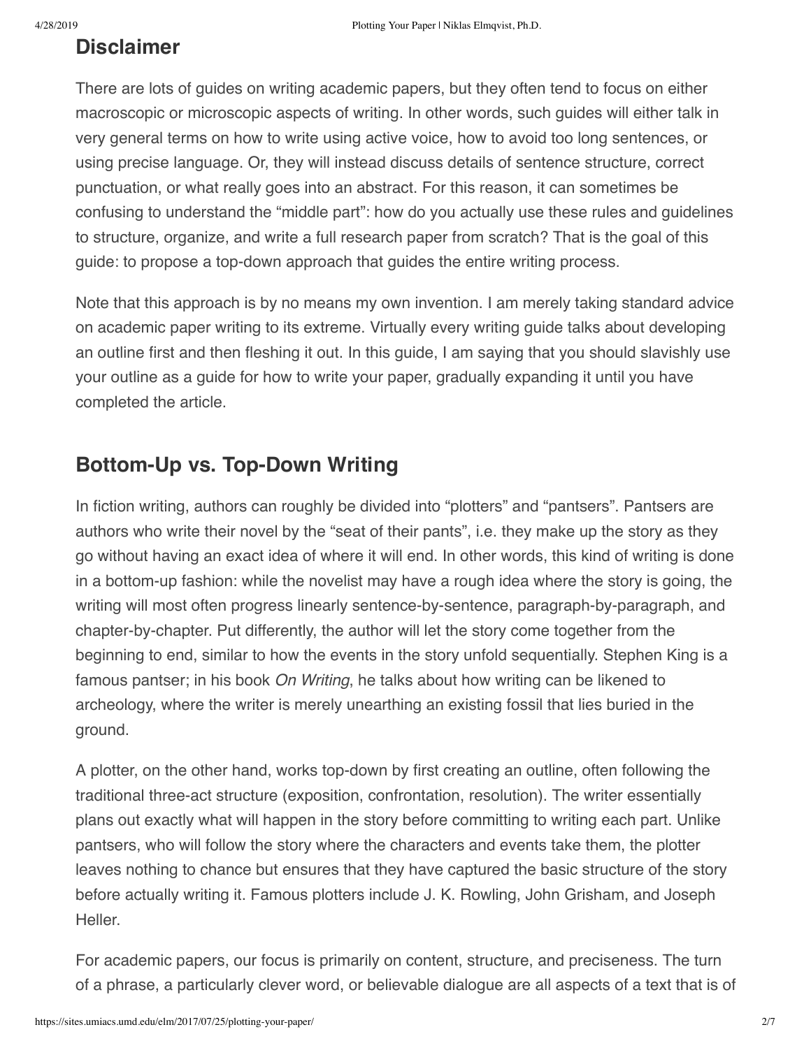## Disclaimer

There are lots of guides on writing academic papers, but they often tend to focus on either macroscopic or microscopic aspects of writing. In other words, such guides will either talk in very general terms on how to write using active voice, how to avoid too long sentences, or using precise language. Or, they will instead discuss details of sentence structure, correct punctuation, or what really goes into an abstract. For this reason, it can sometimes be confusing to understand the "middle part": how do you actually use these rules and guidelines to structure, organize, and write a full research paper from scratch? That is the goal of this guide: to propose a top-down approach that guides the entire writing process.

Note that this approach is by no means my own invention. I am merely taking standard advice on academic paper writing to its extreme. Virtually every writing guide talks about developing an outline first and then fleshing it out. In this guide, I am saying that you should slavishly use your outline as a guide for how to write your paper, gradually expanding it until you have completed the article.

## Bottom-Up vs. Top-Down Writing

In fiction writing, authors can roughly be divided into "plotters" and "pantsers". Pantsers are authors who write their novel by the "seat of their pants", i.e. they make up the story as they go without having an exact idea of where it will end. In other words, this kind of writing is done in a bottom-up fashion: while the novelist may have a rough idea where the story is going, the writing will most often progress linearly sentence-by-sentence, paragraph-by-paragraph, and chapter-by-chapter. Put differently, the author will let the story come together from the beginning to end, similar to how the events in the story unfold sequentially. Stephen King is a famous pantser; in his book *On Writing*, he talks about how writing can be likened to archeology, where the writer is merely unearthing an existing fossil that lies buried in the ground.

A plotter, on the other hand, works top-down by first creating an outline, often following the traditional three-act structure (exposition, confrontation, resolution). The writer essentially plans out exactly what will happen in the story before committing to writing each part. Unlike pantsers, who will follow the story where the characters and events take them, the plotter leaves nothing to chance but ensures that they have captured the basic structure of the story before actually writing it. Famous plotters include J. K. Rowling, John Grisham, and Joseph Heller.

For academic papers, our focus is primarily on content, structure, and preciseness. The turn of a phrase, a particularly clever word, or believable dialogue are all aspects of a text that is of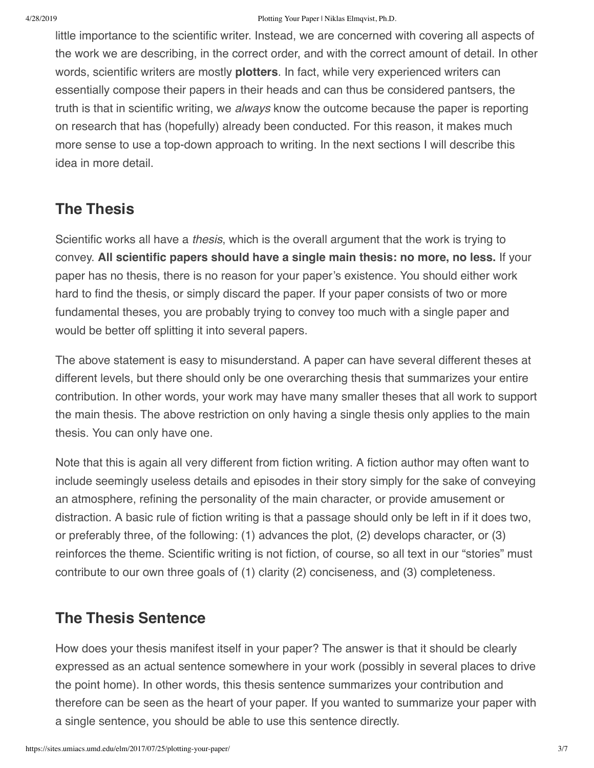little importance to the scientific writer. Instead, we are concerned with covering all aspects of the work we are describing, in the correct order, and with the correct amount of detail. In other words, scientific writers are mostly **plotters**. In fact, while very experienced writers can essentially compose their papers in their heads and can thus be considered pantsers, the truth is that in scientific writing, we *always* know the outcome because the paper is reporting on research that has (hopefully) already been conducted. For this reason, it makes much more sense to use a top-down approach to writing. In the next sections I will describe this idea in more detail.

## The Thesis

Scientific works all have a *thesis*, which is the overall argument that the work is trying to convey. **All scientific papers should have a single main thesis: no more, no less.** If your paper has no thesis, there is no reason for your paper's existence. You should either work hard to find the thesis, or simply discard the paper. If your paper consists of two or more fundamental theses, you are probably trying to convey too much with a single paper and would be better off splitting it into several papers.

The above statement is easy to misunderstand. A paper can have several different theses at different levels, but there should only be one overarching thesis that summarizes your entire contribution. In other words, your work may have many smaller theses that all work to support the main thesis. The above restriction on only having a single thesis only applies to the main thesis. You can only have one.

Note that this is again all very different from fiction writing. A fiction author may often want to include seemingly useless details and episodes in their story simply for the sake of conveying an atmosphere, refining the personality of the main character, or provide amusement or distraction. A basic rule of fiction writing is that a passage should only be left in if it does two, or preferably three, of the following: (1) advances the plot, (2) develops character, or (3) reinforces the theme. Scientific writing is not fiction, of course, so all text in our "stories" must contribute to our own three goals of (1) clarity (2) conciseness, and (3) completeness.

## The Thesis Sentence

How does your thesis manifest itself in your paper? The answer is that it should be clearly expressed as an actual sentence somewhere in your work (possibly in several places to drive the point home). In other words, this thesis sentence summarizes your contribution and therefore can be seen as the heart of your paper. If you wanted to summarize your paper with a single sentence, you should be able to use this sentence directly.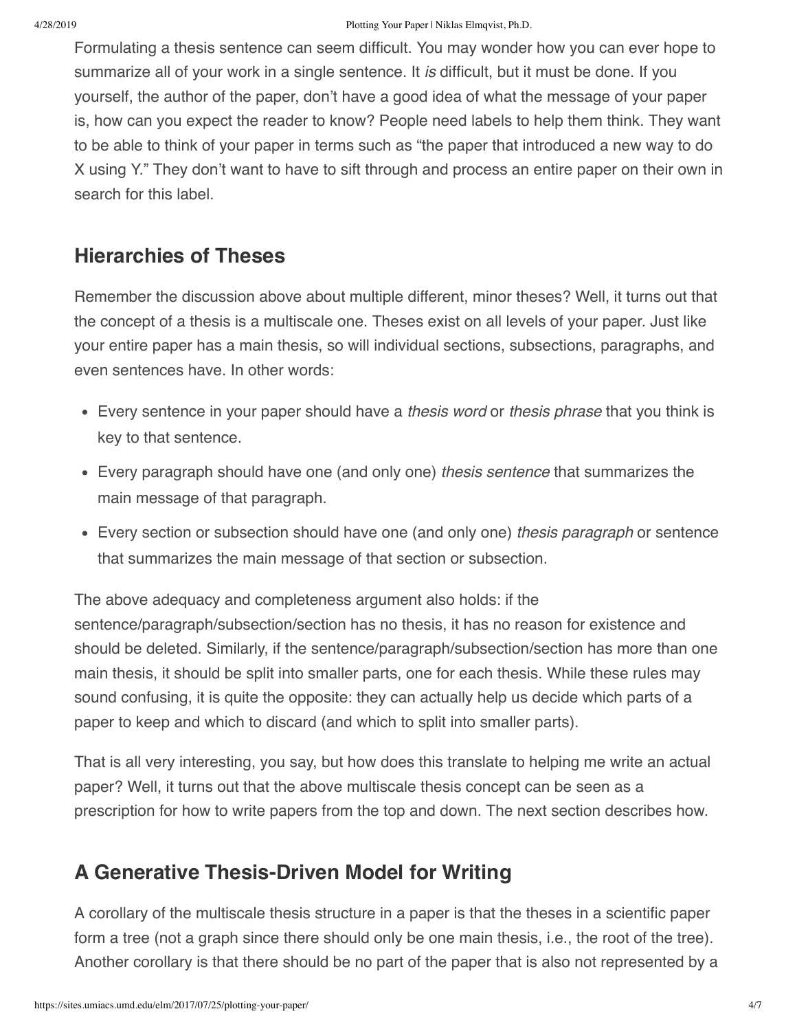Formulating a thesis sentence can seem difficult. You may wonder how you can ever hope to summarize all of your work in a single sentence. It *is* difficult, but it must be done. If you yourself, the author of the paper, don't have a good idea of what the message of your paper is, how can you expect the reader to know? People need labels to help them think. They want to be able to think of your paper in terms such as "the paper that introduced a new way to do X using Y." They don't want to have to sift through and process an entire paper on their own in search for this label.

## Hierarchies of Theses

Remember the discussion above about multiple different, minor theses? Well, it turns out that the concept of a thesis is a multiscale one. Theses exist on all levels of your paper. Just like your entire paper has a main thesis, so will individual sections, subsections, paragraphs, and even sentences have. In other words:

- Every sentence in your paper should have a *thesis word* or *thesis phrase* that you think is key to that sentence.
- Every paragraph should have one (and only one) *thesis sentence* that summarizes the main message of that paragraph.
- Every section or subsection should have one (and only one) *thesis paragraph* or sentence that summarizes the main message of that section or subsection.

The above adequacy and completeness argument also holds: if the sentence/paragraph/subsection/section has no thesis, it has no reason for existence and should be deleted. Similarly, if the sentence/paragraph/subsection/section has more than one main thesis, it should be split into smaller parts, one for each thesis. While these rules may sound confusing, it is quite the opposite: they can actually help us decide which parts of a paper to keep and which to discard (and which to split into smaller parts).

That is all very interesting, you say, but how does this translate to helping me write an actual paper? Well, it turns out that the above multiscale thesis concept can be seen as a prescription for how to write papers from the top and down. The next section describes how.

## A Generative Thesis-Driven Model for Writing

A corollary of the multiscale thesis structure in a paper is that the theses in a scientific paper form a tree (not a graph since there should only be one main thesis, i.e., the root of the tree). Another corollary is that there should be no part of the paper that is also not represented by a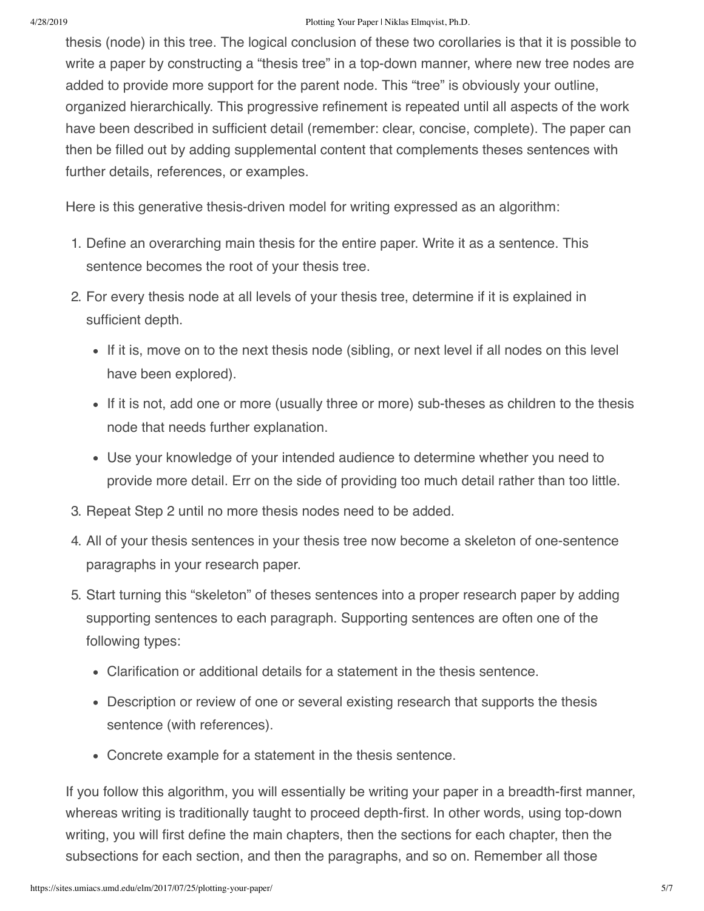thesis (node) in this tree. The logical conclusion of these two corollaries is that it is possible to write a paper by constructing a “thesis tree” in a top-down manner, where new tree nodes are added to provide more support for the parent node. This “tree” is obviously your outline, organized hierarchically. This progressive refinement is repeated until all aspects of the work have been described in sufficient detail (remember: clear, concise, complete). The paper can then be filled out by adding supplemental content that complements theses sentences with further details, references, or examples.

Here is this generative thesis-driven model for writing expressed as an algorithm:

1. Define an overarching main thesis for the entire paper. Write it as a sentence. This sentence becomes the root of your thesis tree.
2. For every thesis node at all levels of your thesis tree, determine if it is explained in sufficient depth.
   - If it is, move on to the next thesis node (sibling, or next level if all nodes on this level have been explored).
   - If it is not, add one or more (usually three or more) sub-theses as children to the thesis node that needs further explanation.
   - Use your knowledge of your intended audience to determine whether you need to provide more detail. Err on the side of providing too much detail rather than too little.
3. Repeat Step 2 until no more thesis nodes need to be added.
4. All of your thesis sentences in your thesis tree now become a skeleton of one-sentence paragraphs in your research paper.
5. Start turning this “skeleton” of theses sentences into a proper research paper by adding supporting sentences to each paragraph. Supporting sentences are often one of the following types:
   - Clarification or additional details for a statement in the thesis sentence.
   - Description or review of one or several existing research that supports the thesis sentence (with references).
   - Concrete example for a statement in the thesis sentence.

If you follow this algorithm, you will essentially be writing your paper in a breadth-first manner, whereas writing is traditionally taught to proceed depth-first. In other words, using top-down writing, you will first define the main chapters, then the sections for each chapter, then the subsections for each section, and then the paragraphs, and so on. Remember all those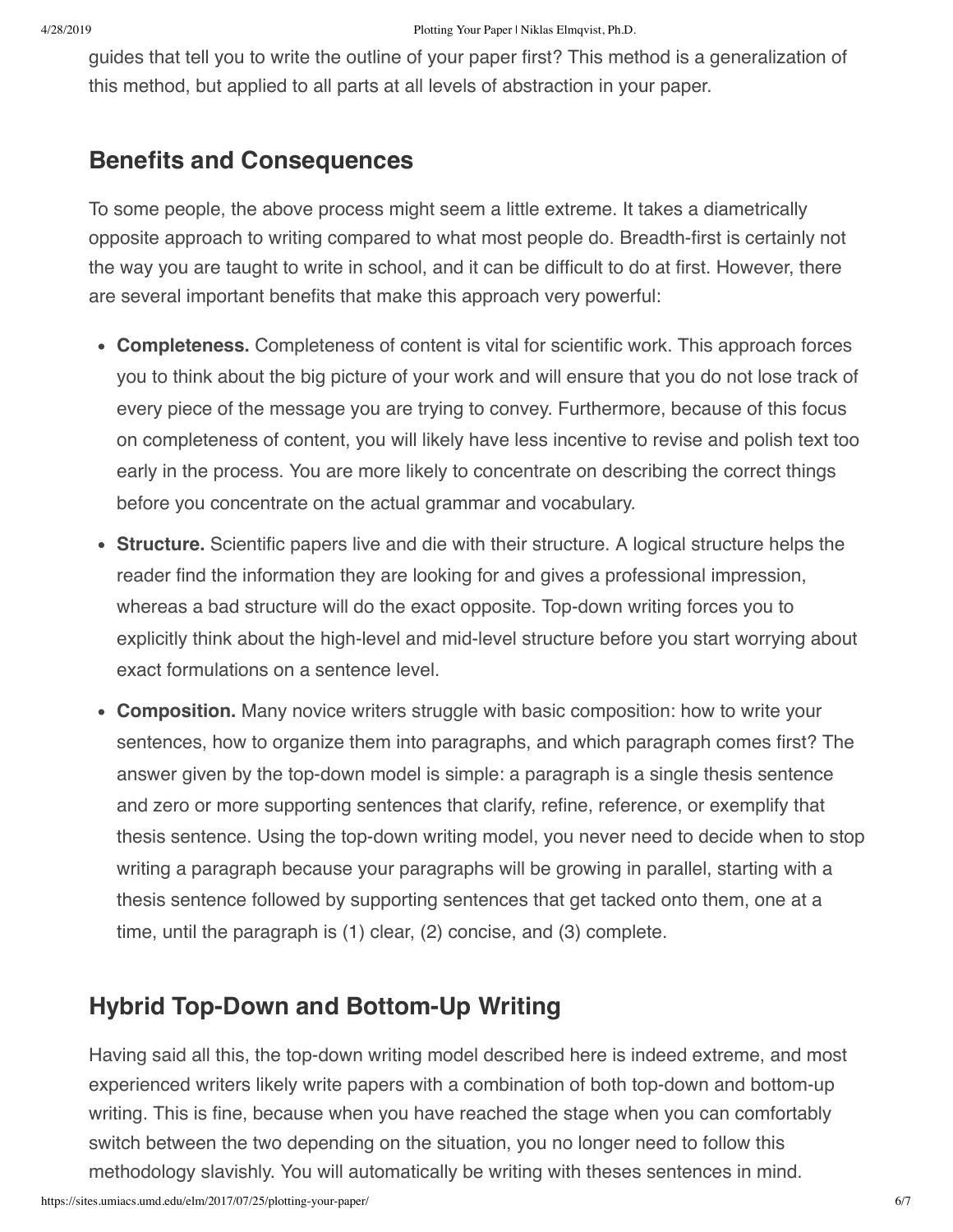guides that tell you to write the outline of your paper first? This method is a generalization of this method, but applied to all parts at all levels of abstraction in your paper.

## Benefits and Consequences

To some people, the above process might seem a little extreme. It takes a diametrically opposite approach to writing compared to what most people do. Breadth-first is certainly not the way you are taught to write in school, and it can be difficult to do at first. However, there are several important benefits that make this approach very powerful:

- **Completeness.** Completeness of content is vital for scientific work. This approach forces you to think about the big picture of your work and will ensure that you do not lose track of every piece of the message you are trying to convey. Furthermore, because of this focus on completeness of content, you will likely have less incentive to revise and polish text too early in the process. You are more likely to concentrate on describing the correct things before you concentrate on the actual grammar and vocabulary.
- **Structure.** Scientific papers live and die with their structure. A logical structure helps the reader find the information they are looking for and gives a professional impression, whereas a bad structure will do the exact opposite. Top-down writing forces you to explicitly think about the high-level and mid-level structure before you start worrying about exact formulations on a sentence level.
- **Composition.** Many novice writers struggle with basic composition: how to write your sentences, how to organize them into paragraphs, and which paragraph comes first? The answer given by the top-down model is simple: a paragraph is a single thesis sentence and zero or more supporting sentences that clarify, refine, reference, or exemplify that thesis sentence. Using the top-down writing model, you never need to decide when to stop writing a paragraph because your paragraphs will be growing in parallel, starting with a thesis sentence followed by supporting sentences that get tacked onto them, one at a time, until the paragraph is (1) clear, (2) concise, and (3) complete.

## Hybrid Top-Down and Bottom-Up Writing

Having said all this, the top-down writing model described here is indeed extreme, and most experienced writers likely write papers with a combination of both top-down and bottom-up writing. This is fine, because when you have reached the stage when you can comfortably switch between the two depending on the situation, you no longer need to follow this methodology slavishly. You will automatically be writing with theses sentences in mind.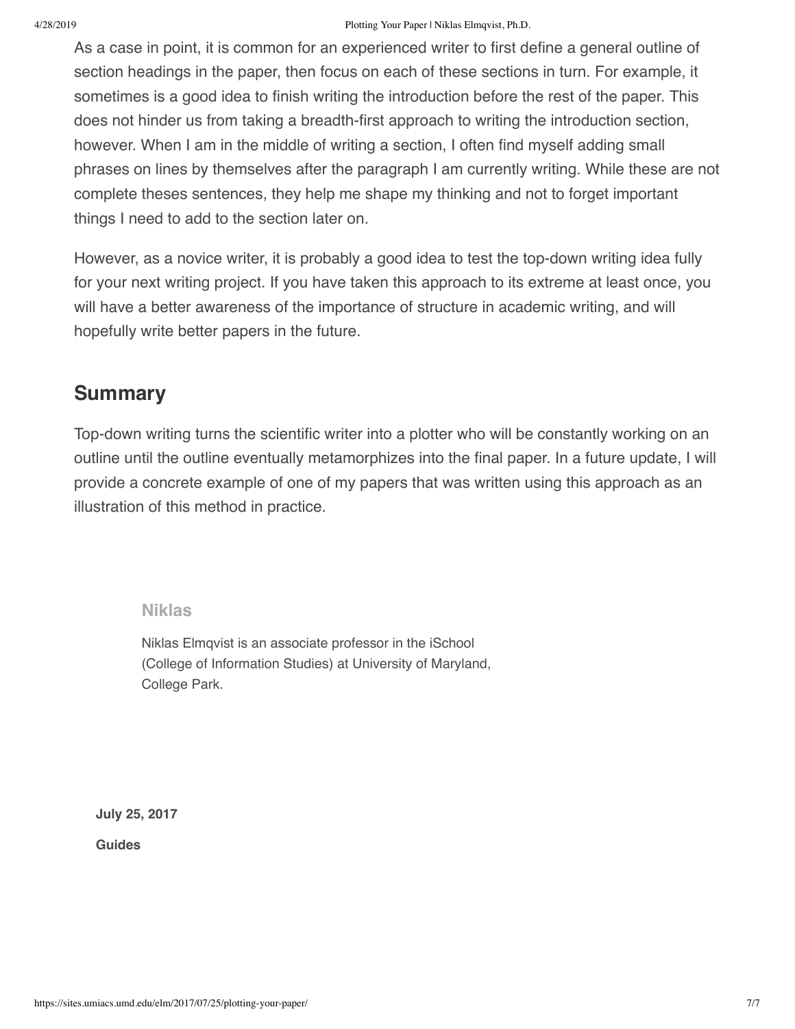As a case in point, it is common for an experienced writer to first define a general outline of section headings in the paper, then focus on each of these sections in turn. For example, it sometimes is a good idea to finish writing the introduction before the rest of the paper. This does not hinder us from taking a breadth-first approach to writing the introduction section, however. When I am in the middle of writing a section, I often find myself adding small phrases on lines by themselves after the paragraph I am currently writing. While these are not complete theses sentences, they help me shape my thinking and not to forget important things I need to add to the section later on.

However, as a novice writer, it is probably a good idea to test the top-down writing idea fully for your next writing project. If you have taken this approach to its extreme at least once, you will have a better awareness of the importance of structure in academic writing, and will hopefully write better papers in the future.

## Summary

Top-down writing turns the scientific writer into a plotter who will be constantly working on an outline until the outline eventually metamorphizes into the final paper. In a future update, I will provide a concrete example of one of my papers that was written using this approach as an illustration of this method in practice.

**Niklas**

Niklas Elmqvist is an associate professor in the iSchool (College of Information Studies) at University of Maryland, College Park.

**July 25, 2017**

**Guides**